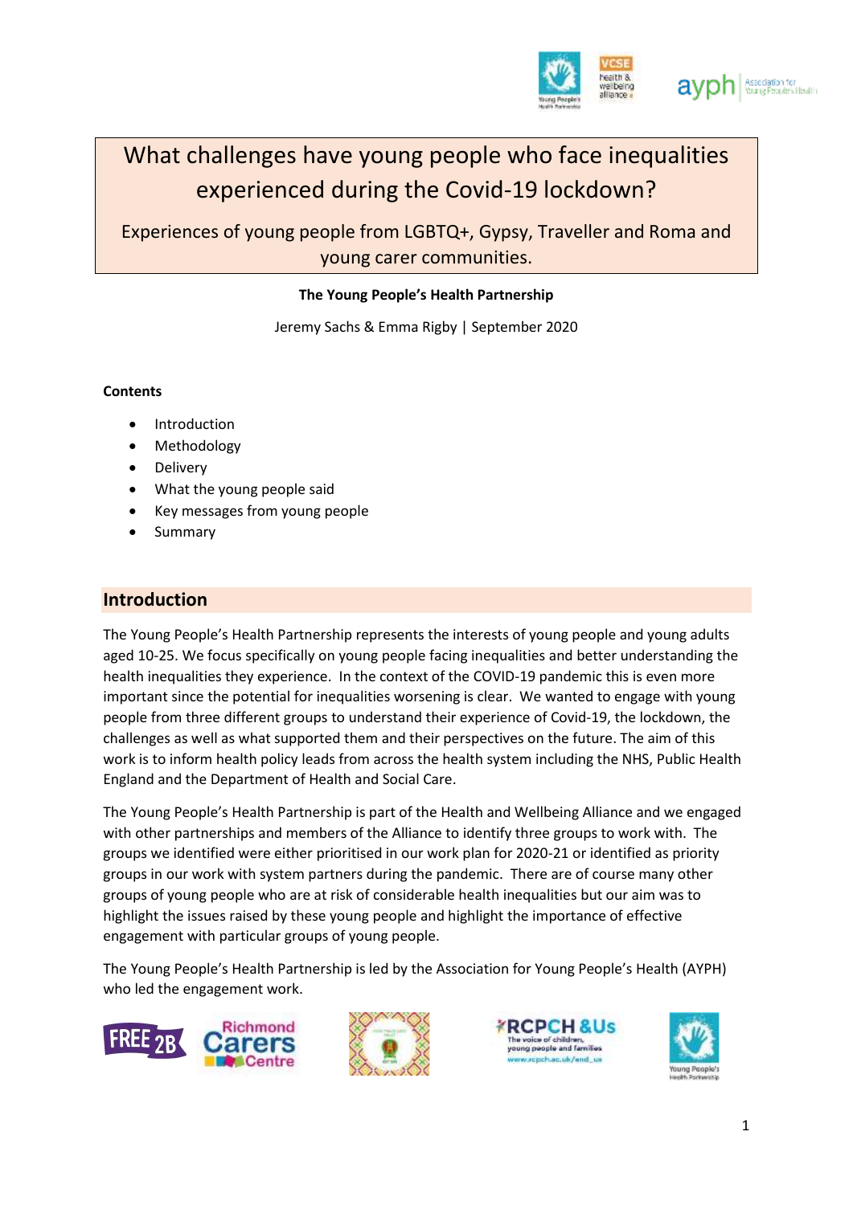# What challenges have young people who face inequalities experienced during the Covid-19 lockdown?

## Experiences of young people from LGBTQ+, Gypsy, Traveller and Roma and young carer communities.

**The Young People's Health Partnership**

Jeremy Sachs & Emma Rigby | September 2020

**Contents**

- Introduction
- Methodology
- Delivery
- What the young people said
- Key messages from young people
- Summary

## Introduction

The Young People's Health Partnership represents the interests of young people and young adults aged 10-25. We focus specifically on young people facing inequalities and better understanding the health inequalities they experience. In the context of the COVID-19 pandemic this is even more important since the potential for inequalities worsening is clear. We wanted to engage with young people from three different groups to understand their experience of Covid-19, the lockdown, the challenges as well as what supported them and their perspectives on the future. The aim of this work is to inform health policy leads from across the health system including the NHS, Public Health England and the Department of Health and Social Care.

The Young People's Health Partnership is part of the Health and Wellbeing Alliance and we engaged with other partnerships and members of the Alliance to identify three groups to work with. The groups we identified were either prioritised in our work plan for 2020-21 or identified as priority groups in our work with system partners during the pandemic. There are of course many other groups of young people who are at risk of considerable health inequalities but our aim was to highlight the issues raised by these young people and highlight the importance of effective engagement with particular groups of young people.

The Young People's Health Partnership is led by the Association for Young People's Health (AYPH) who led the engagement work.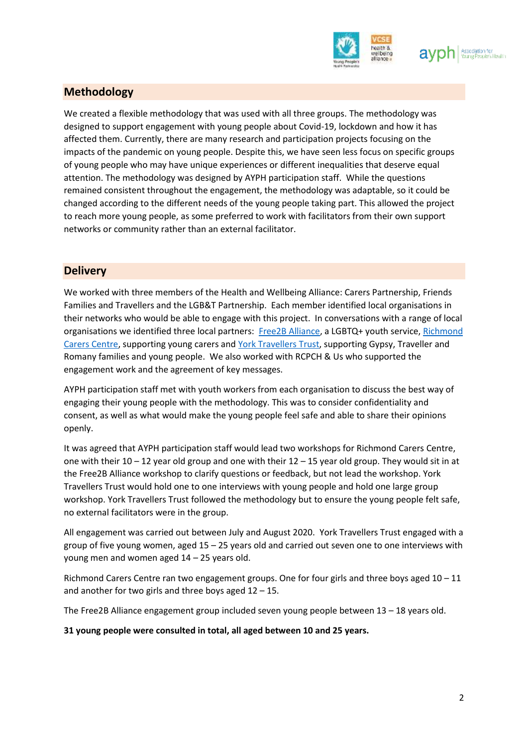## Methodology

We created a flexible methodology that was used with all three groups. The methodology was designed to support engagement with young people about Covid-19, lockdown and how it has affected them. Currently, there are many research and participation projects focusing on the impacts of the pandemic on young people. Despite this, we have seen less focus on specific groups of young people who may have unique experiences or different inequalities that deserve equal attention. The methodology was designed by AYPH participation staff. While the questions remained consistent throughout the engagement, the methodology was adaptable, so it could be changed according to the different needs of the young people taking part. This allowed the project to reach more young people, as some preferred to work with facilitators from their own support networks or community rather than an external facilitator.

## Delivery

We worked with three members of the Health and Wellbeing Alliance: Carers Partnership, Friends Families and Travellers and the LGB&T Partnership. Each member identified local organisations in their networks who would be able to engage with this project. In conversations with a range of local organisations we identified three local partners: Free2B Alliance, a LGBTQ+ youth service, Richmond Carers Centre, supporting young carers and York Travellers Trust, supporting Gypsy, Traveller and Romany families and young people. We also worked with RCPCH & Us who supported the engagement work and the agreement of key messages.

AYPH participation staff met with youth workers from each organisation to discuss the best way of engaging their young people with the methodology. This was to consider confidentiality and consent, as well as what would make the young people feel safe and able to share their opinions openly.

It was agreed that AYPH participation staff would lead two workshops for Richmond Carers Centre, one with their 10 – 12 year old group and one with their 12 – 15 year old group. They would sit in at the Free2B Alliance workshop to clarify questions or feedback, but not lead the workshop. York Travellers Trust would hold one to one interviews with young people and hold one large group workshop. York Travellers Trust followed the methodology but to ensure the young people felt safe, no external facilitators were in the group.

All engagement was carried out between July and August 2020. York Travellers Trust engaged with a group of five young women, aged 15 – 25 years old and carried out seven one to one interviews with young men and women aged 14 – 25 years old.

Richmond Carers Centre ran two engagement groups. One for four girls and three boys aged 10 – 11 and another for two girls and three boys aged 12 – 15.

The Free2B Alliance engagement group included seven young people between 13 – 18 years old.

**31 young people were consulted in total, all aged between 10 and 25 years.**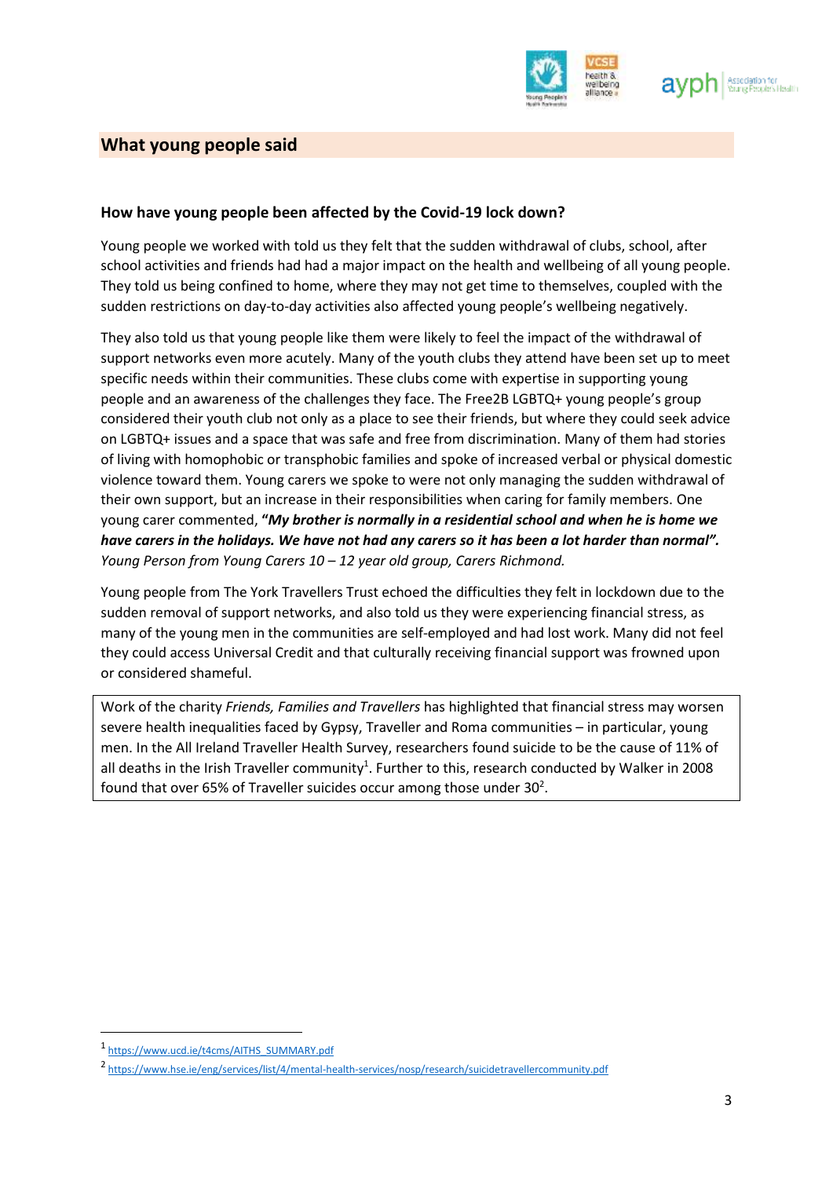## What young people said

### How have young people been affected by the Covid-19 lock down?

Young people we worked with told us they felt that the sudden withdrawal of clubs, school, after school activities and friends had had a major impact on the health and wellbeing of all young people. They told us being confined to home, where they may not get time to themselves, coupled with the sudden restrictions on day-to-day activities also affected young people's wellbeing negatively.

They also told us that young people like them were likely to feel the impact of the withdrawal of support networks even more acutely. Many of the youth clubs they attend have been set up to meet specific needs within their communities. These clubs come with expertise in supporting young people and an awareness of the challenges they face. The Free2B LGBTQ+ young people's group considered their youth club not only as a place to see their friends, but where they could seek advice on LGBTQ+ issues and a space that was safe and free from discrimination. Many of them had stories of living with homophobic or transphobic families and spoke of increased verbal or physical domestic violence toward them. Young carers we spoke to were not only managing the sudden withdrawal of their own support, but an increase in their responsibilities when caring for family members. One young carer commented, ***"My brother is normally in a residential school and when he is home we have carers in the holidays. We have not had any carers so it has been a lot harder than normal".*** *Young Person from Young Carers 10 – 12 year old group, Carers Richmond.*

Young people from The York Travellers Trust echoed the difficulties they felt in lockdown due to the sudden removal of support networks, and also told us they were experiencing financial stress, as many of the young men in the communities are self-employed and had lost work. Many did not feel they could access Universal Credit and that culturally receiving financial support was frowned upon or considered shameful.

> Work of the charity *Friends, Families and Travellers* has highlighted that financial stress may worsen severe health inequalities faced by Gypsy, Traveller and Roma communities – in particular, young men. In the All Ireland Traveller Health Survey, researchers found suicide to be the cause of 11% of all deaths in the Irish Traveller community[1]. Further to this, research conducted by Walker in 2008 found that over 65% of Traveller suicides occur among those under 30[2].

[1] https://www.ucd.ie/t4cms/AITHS_SUMMARY.pdf

[2] https://www.hse.ie/eng/services/list/4/mental-health-services/nosp/research/suicidetravellercommunity.pdf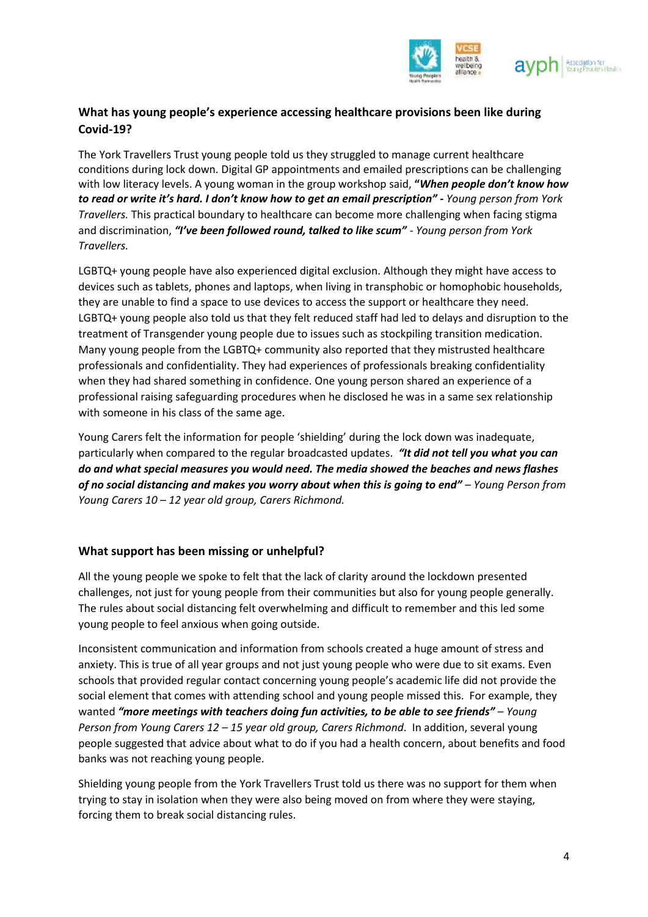### What has young people's experience accessing healthcare provisions been like during Covid-19?

The York Travellers Trust young people told us they struggled to manage current healthcare conditions during lock down. Digital GP appointments and emailed prescriptions can be challenging with low literacy levels. A young woman in the group workshop said, **"*When people don't know how to read or write it's hard. I don't know how to get an email prescription*" -** *Young person from York Travellers.* This practical boundary to healthcare can become more challenging when facing stigma and discrimination, ***"I've been followed round, talked to like scum"*** *- Young person from York Travellers.*

LGBTQ+ young people have also experienced digital exclusion. Although they might have access to devices such as tablets, phones and laptops, when living in transphobic or homophobic households, they are unable to find a space to use devices to access the support or healthcare they need. LGBTQ+ young people also told us that they felt reduced staff had led to delays and disruption to the treatment of Transgender young people due to issues such as stockpiling transition medication. Many young people from the LGBTQ+ community also reported that they mistrusted healthcare professionals and confidentiality. They had experiences of professionals breaking confidentiality when they had shared something in confidence. One young person shared an experience of a professional raising safeguarding procedures when he disclosed he was in a same sex relationship with someone in his class of the same age.

Young Carers felt the information for people 'shielding' during the lock down was inadequate, particularly when compared to the regular broadcasted updates. ***"It did not tell you what you can do and what special measures you would need. The media showed the beaches and news flashes of no social distancing and makes you worry about when this is going to end"*** *– Young Person from Young Carers 10 – 12 year old group, Carers Richmond.*

### What support has been missing or unhelpful?

All the young people we spoke to felt that the lack of clarity around the lockdown presented challenges, not just for young people from their communities but also for young people generally. The rules about social distancing felt overwhelming and difficult to remember and this led some young people to feel anxious when going outside.

Inconsistent communication and information from schools created a huge amount of stress and anxiety. This is true of all year groups and not just young people who were due to sit exams. Even schools that provided regular contact concerning young people's academic life did not provide the social element that comes with attending school and young people missed this. For example, they wanted ***"more meetings with teachers doing fun activities, to be able to see friends"*** *– Young Person from Young Carers 12 – 15 year old group, Carers Richmond*. In addition, several young people suggested that advice about what to do if you had a health concern, about benefits and food banks was not reaching young people.

Shielding young people from the York Travellers Trust told us there was no support for them when trying to stay in isolation when they were also being moved on from where they were staying, forcing them to break social distancing rules.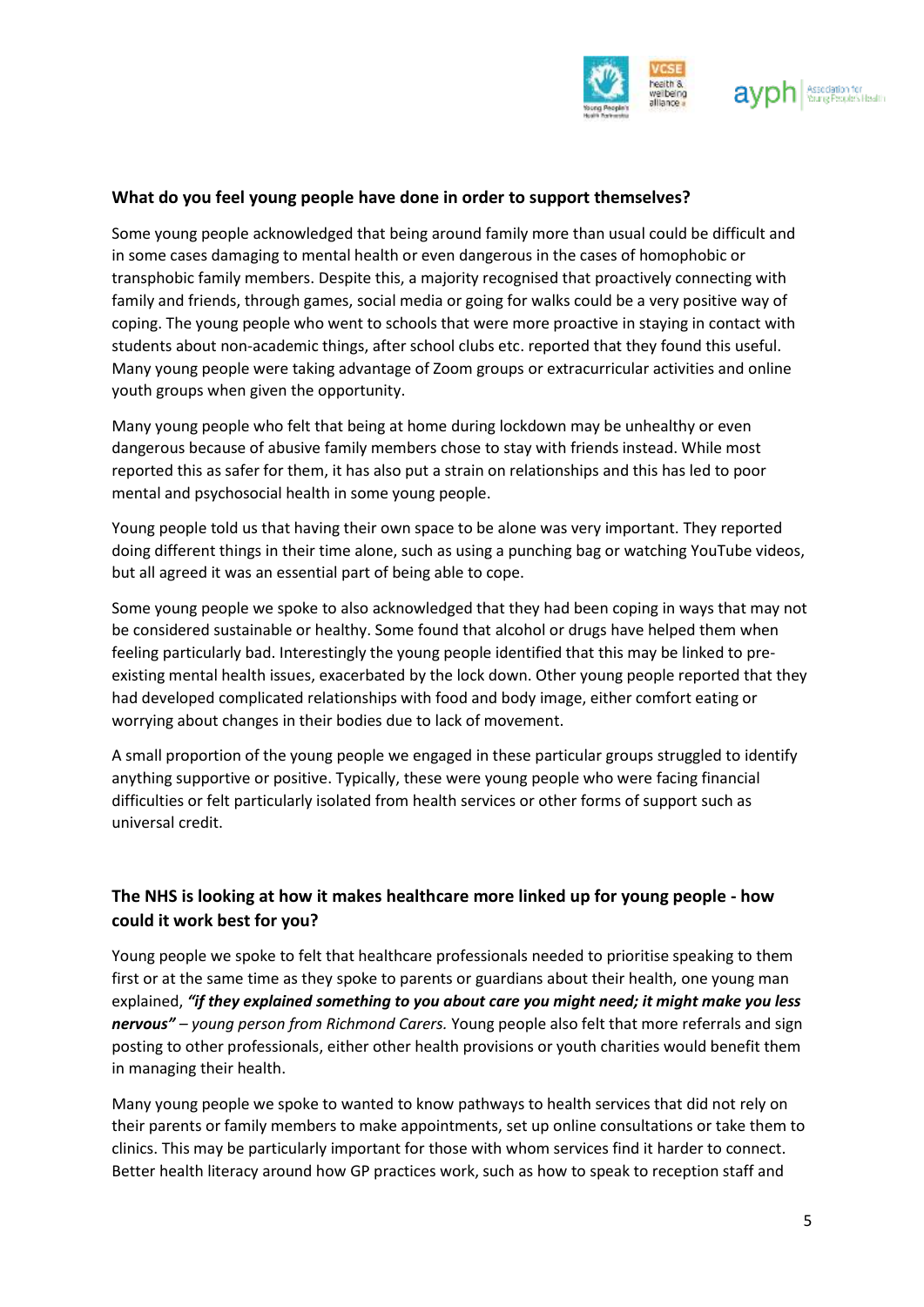### What do you feel young people have done in order to support themselves?

Some young people acknowledged that being around family more than usual could be difficult and in some cases damaging to mental health or even dangerous in the cases of homophobic or transphobic family members. Despite this, a majority recognised that proactively connecting with family and friends, through games, social media or going for walks could be a very positive way of coping. The young people who went to schools that were more proactive in staying in contact with students about non-academic things, after school clubs etc. reported that they found this useful. Many young people were taking advantage of Zoom groups or extracurricular activities and online youth groups when given the opportunity.

Many young people who felt that being at home during lockdown may be unhealthy or even dangerous because of abusive family members chose to stay with friends instead. While most reported this as safer for them, it has also put a strain on relationships and this has led to poor mental and psychosocial health in some young people.

Young people told us that having their own space to be alone was very important. They reported doing different things in their time alone, such as using a punching bag or watching YouTube videos, but all agreed it was an essential part of being able to cope.

Some young people we spoke to also acknowledged that they had been coping in ways that may not be considered sustainable or healthy. Some found that alcohol or drugs have helped them when feeling particularly bad. Interestingly the young people identified that this may be linked to pre-existing mental health issues, exacerbated by the lock down. Other young people reported that they had developed complicated relationships with food and body image, either comfort eating or worrying about changes in their bodies due to lack of movement.

A small proportion of the young people we engaged in these particular groups struggled to identify anything supportive or positive. Typically, these were young people who were facing financial difficulties or felt particularly isolated from health services or other forms of support such as universal credit.

### The NHS is looking at how it makes healthcare more linked up for young people - how could it work best for you?

Young people we spoke to felt that healthcare professionals needed to prioritise speaking to them first or at the same time as they spoke to parents or guardians about their health, one young man explained, ***"if they explained something to you about care you might need; it might make you less nervous"*** – *young person from Richmond Carers.* Young people also felt that more referrals and sign posting to other professionals, either other health provisions or youth charities would benefit them in managing their health.

Many young people we spoke to wanted to know pathways to health services that did not rely on their parents or family members to make appointments, set up online consultations or take them to clinics. This may be particularly important for those with whom services find it harder to connect. Better health literacy around how GP practices work, such as how to speak to reception staff and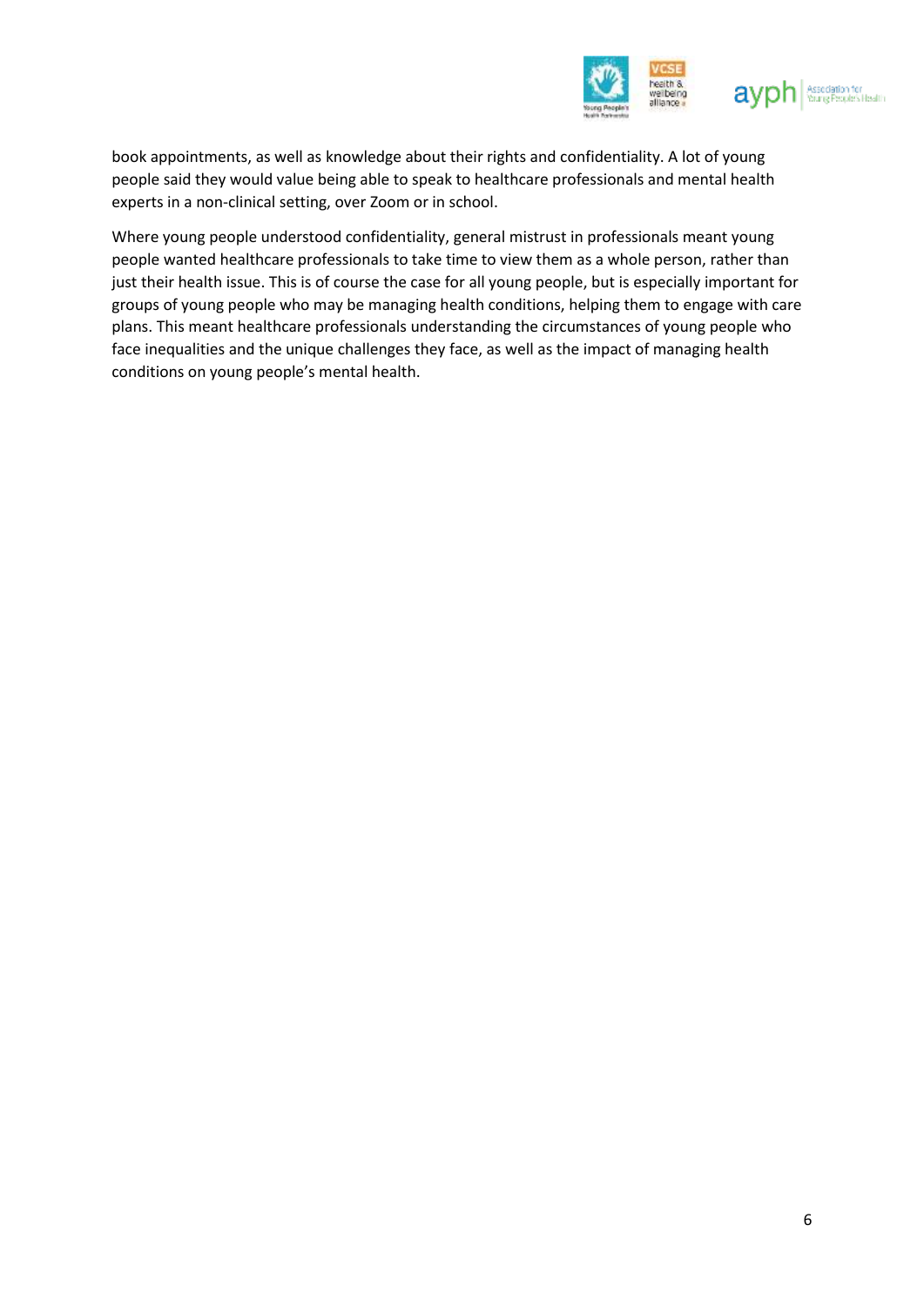book appointments, as well as knowledge about their rights and confidentiality. A lot of young people said they would value being able to speak to healthcare professionals and mental health experts in a non-clinical setting, over Zoom or in school.

Where young people understood confidentiality, general mistrust in professionals meant young people wanted healthcare professionals to take time to view them as a whole person, rather than just their health issue. This is of course the case for all young people, but is especially important for groups of young people who may be managing health conditions, helping them to engage with care plans. This meant healthcare professionals understanding the circumstances of young people who face inequalities and the unique challenges they face, as well as the impact of managing health conditions on young people's mental health.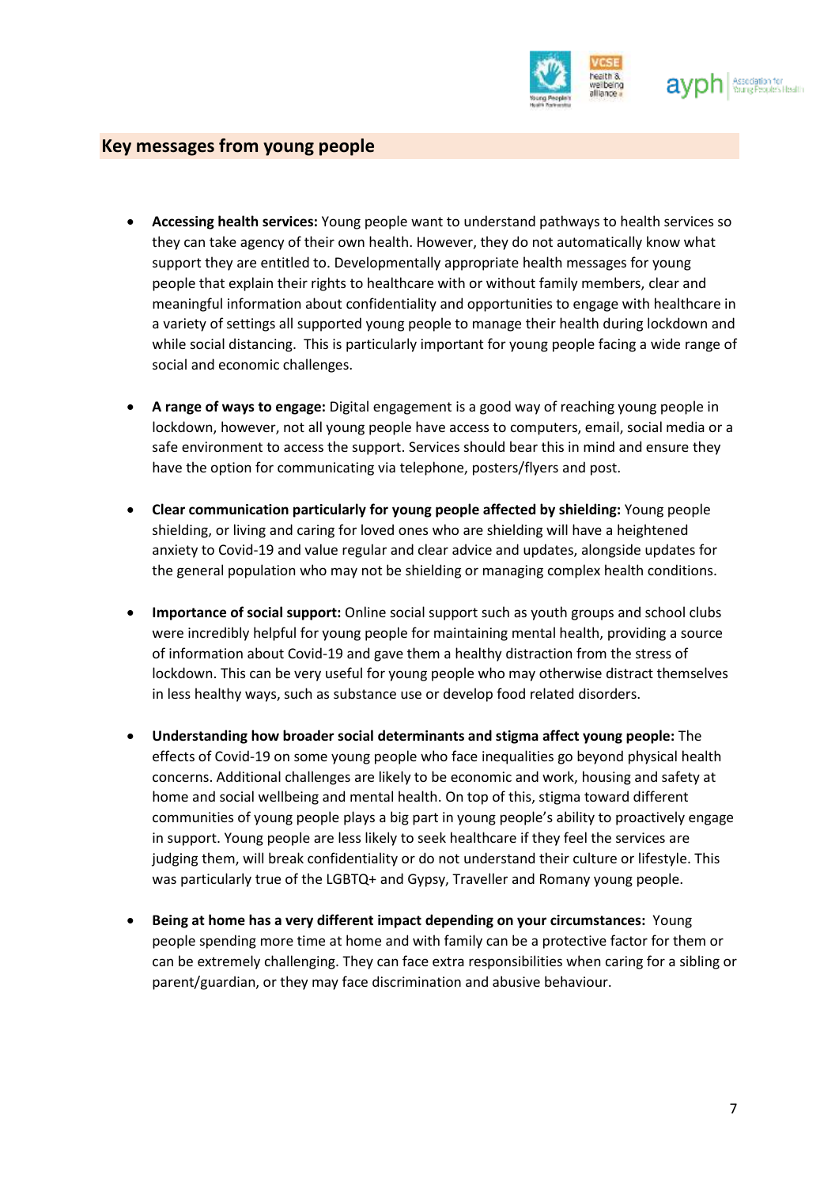## Key messages from young people

- **Accessing health services:** Young people want to understand pathways to health services so they can take agency of their own health. However, they do not automatically know what support they are entitled to. Developmentally appropriate health messages for young people that explain their rights to healthcare with or without family members, clear and meaningful information about confidentiality and opportunities to engage with healthcare in a variety of settings all supported young people to manage their health during lockdown and while social distancing. This is particularly important for young people facing a wide range of social and economic challenges.

- **A range of ways to engage:** Digital engagement is a good way of reaching young people in lockdown, however, not all young people have access to computers, email, social media or a safe environment to access the support. Services should bear this in mind and ensure they have the option for communicating via telephone, posters/flyers and post.

- **Clear communication particularly for young people affected by shielding:** Young people shielding, or living and caring for loved ones who are shielding will have a heightened anxiety to Covid-19 and value regular and clear advice and updates, alongside updates for the general population who may not be shielding or managing complex health conditions.

- **Importance of social support:** Online social support such as youth groups and school clubs were incredibly helpful for young people for maintaining mental health, providing a source of information about Covid-19 and gave them a healthy distraction from the stress of lockdown. This can be very useful for young people who may otherwise distract themselves in less healthy ways, such as substance use or develop food related disorders.

- **Understanding how broader social determinants and stigma affect young people:** The effects of Covid-19 on some young people who face inequalities go beyond physical health concerns. Additional challenges are likely to be economic and work, housing and safety at home and social wellbeing and mental health. On top of this, stigma toward different communities of young people plays a big part in young people's ability to proactively engage in support. Young people are less likely to seek healthcare if they feel the services are judging them, will break confidentiality or do not understand their culture or lifestyle. This was particularly true of the LGBTQ+ and Gypsy, Traveller and Romany young people.

- **Being at home has a very different impact depending on your circumstances:** Young people spending more time at home and with family can be a protective factor for them or can be extremely challenging. They can face extra responsibilities when caring for a sibling or parent/guardian, or they may face discrimination and abusive behaviour.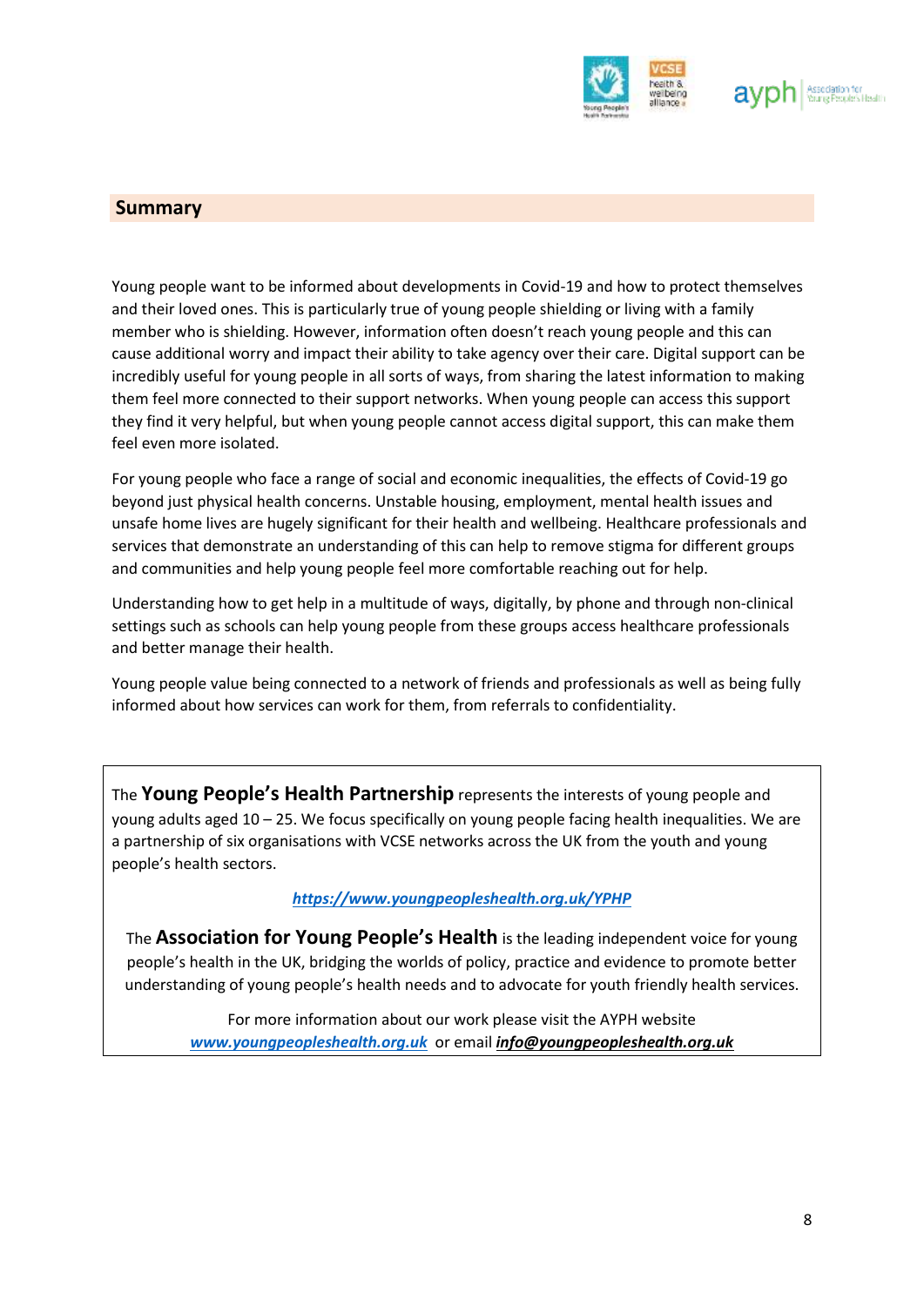## Summary

Young people want to be informed about developments in Covid-19 and how to protect themselves and their loved ones. This is particularly true of young people shielding or living with a family member who is shielding. However, information often doesn't reach young people and this can cause additional worry and impact their ability to take agency over their care. Digital support can be incredibly useful for young people in all sorts of ways, from sharing the latest information to making them feel more connected to their support networks. When young people can access this support they find it very helpful, but when young people cannot access digital support, this can make them feel even more isolated.

For young people who face a range of social and economic inequalities, the effects of Covid-19 go beyond just physical health concerns. Unstable housing, employment, mental health issues and unsafe home lives are hugely significant for their health and wellbeing. Healthcare professionals and services that demonstrate an understanding of this can help to remove stigma for different groups and communities and help young people feel more comfortable reaching out for help.

Understanding how to get help in a multitude of ways, digitally, by phone and through non-clinical settings such as schools can help young people from these groups access healthcare professionals and better manage their health.

Young people value being connected to a network of friends and professionals as well as being fully informed about how services can work for them, from referrals to confidentiality.

The **Young People's Health Partnership** represents the interests of young people and young adults aged 10 – 25. We focus specifically on young people facing health inequalities. We are a partnership of six organisations with VCSE networks across the UK from the youth and young people's health sectors.

***https://www.youngpeopleshealth.org.uk/YPHP***

The **Association for Young People's Health** is the leading independent voice for young people's health in the UK, bridging the worlds of policy, practice and evidence to promote better understanding of young people's health needs and to advocate for youth friendly health services.

For more information about our work please visit the AYPH website ***www.youngpeopleshealth.org.uk*** or email ***info@youngpeopleshealth.org.uk***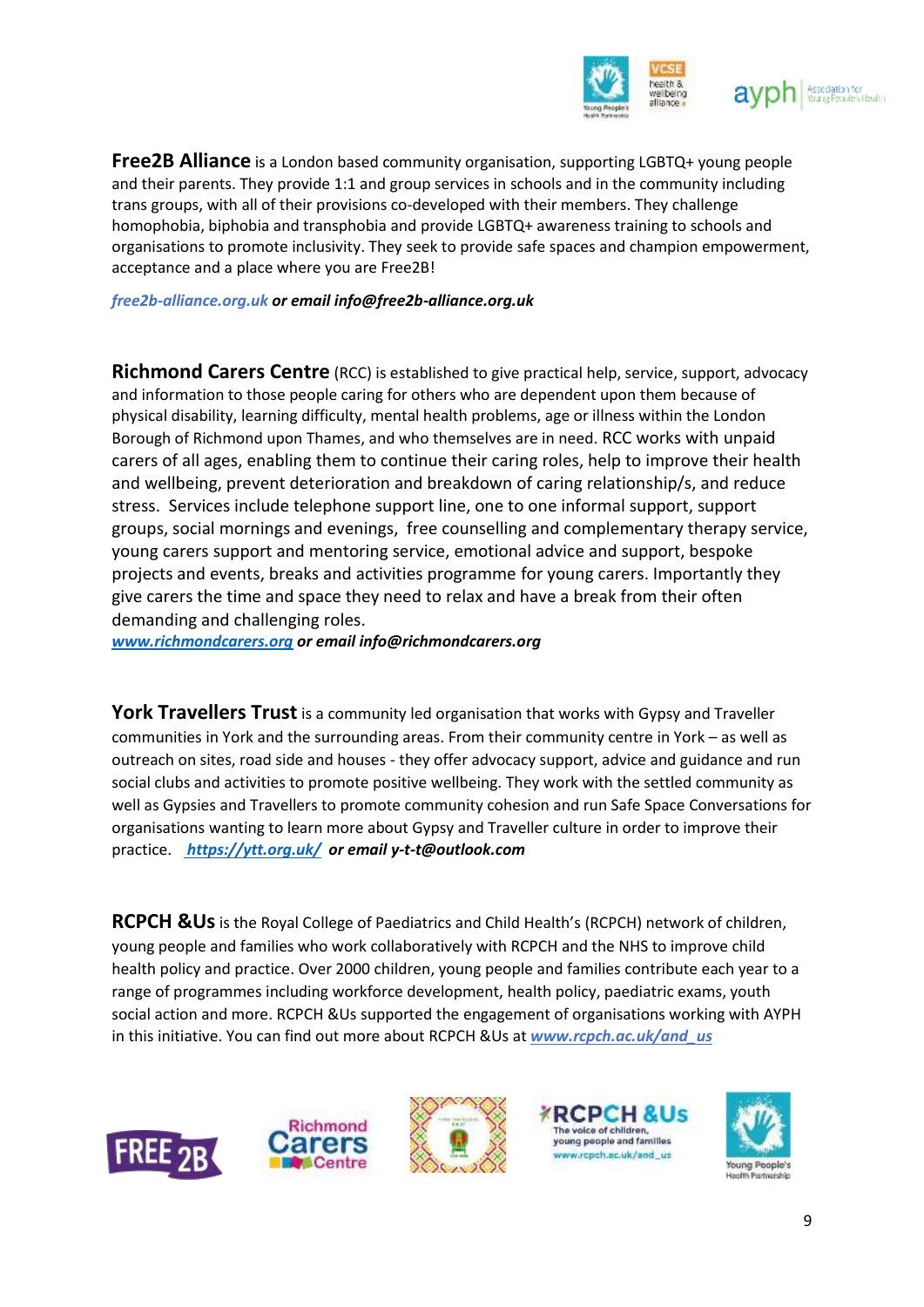**Free2B Alliance** is a London based community organisation, supporting LGBTQ+ young people and their parents. They provide 1:1 and group services in schools and in the community including trans groups, with all of their provisions co-developed with their members. They challenge homophobia, biphobia and transphobia and provide LGBTQ+ awareness training to schools and organisations to promote inclusivity. They seek to provide safe spaces and champion empowerment, acceptance and a place where you are Free2B!

***free2b-alliance.org.uk*** ***or email info@free2b-alliance.org.uk***

**Richmond Carers Centre** (RCC) is established to give practical help, service, support, advocacy and information to those people caring for others who are dependent upon them because of physical disability, learning difficulty, mental health problems, age or illness within the London Borough of Richmond upon Thames, and who themselves are in need. RCC works with unpaid carers of all ages, enabling them to continue their caring roles, help to improve their health and wellbeing, prevent deterioration and breakdown of caring relationship/s, and reduce stress. Services include telephone support line, one to one informal support, support groups, social mornings and evenings, free counselling and complementary therapy service, young carers support and mentoring service, emotional advice and support, bespoke projects and events, breaks and activities programme for young carers. Importantly they give carers the time and space they need to relax and have a break from their often demanding and challenging roles.
***www.richmondcarers.org*** ***or email info@richmondcarers.org***

**York Travellers Trust** is a community led organisation that works with Gypsy and Traveller communities in York and the surrounding areas. From their community centre in York – as well as outreach on sites, road side and houses - they offer advocacy support, advice and guidance and run social clubs and activities to promote positive wellbeing. They work with the settled community as well as Gypsies and Travellers to promote community cohesion and run Safe Space Conversations for organisations wanting to learn more about Gypsy and Traveller culture in order to improve their practice. ***https://ytt.org.uk/*** ***or email y-t-t@outlook.com***

**RCPCH &Us** is the Royal College of Paediatrics and Child Health's (RCPCH) network of children, young people and families who work collaboratively with RCPCH and the NHS to improve child health policy and practice. Over 2000 children, young people and families contribute each year to a range of programmes including workforce development, health policy, paediatric exams, youth social action and more. RCPCH &Us supported the engagement of organisations working with AYPH in this initiative. You can find out more about RCPCH &Us at ***www.rcpch.ac.uk/and_us***